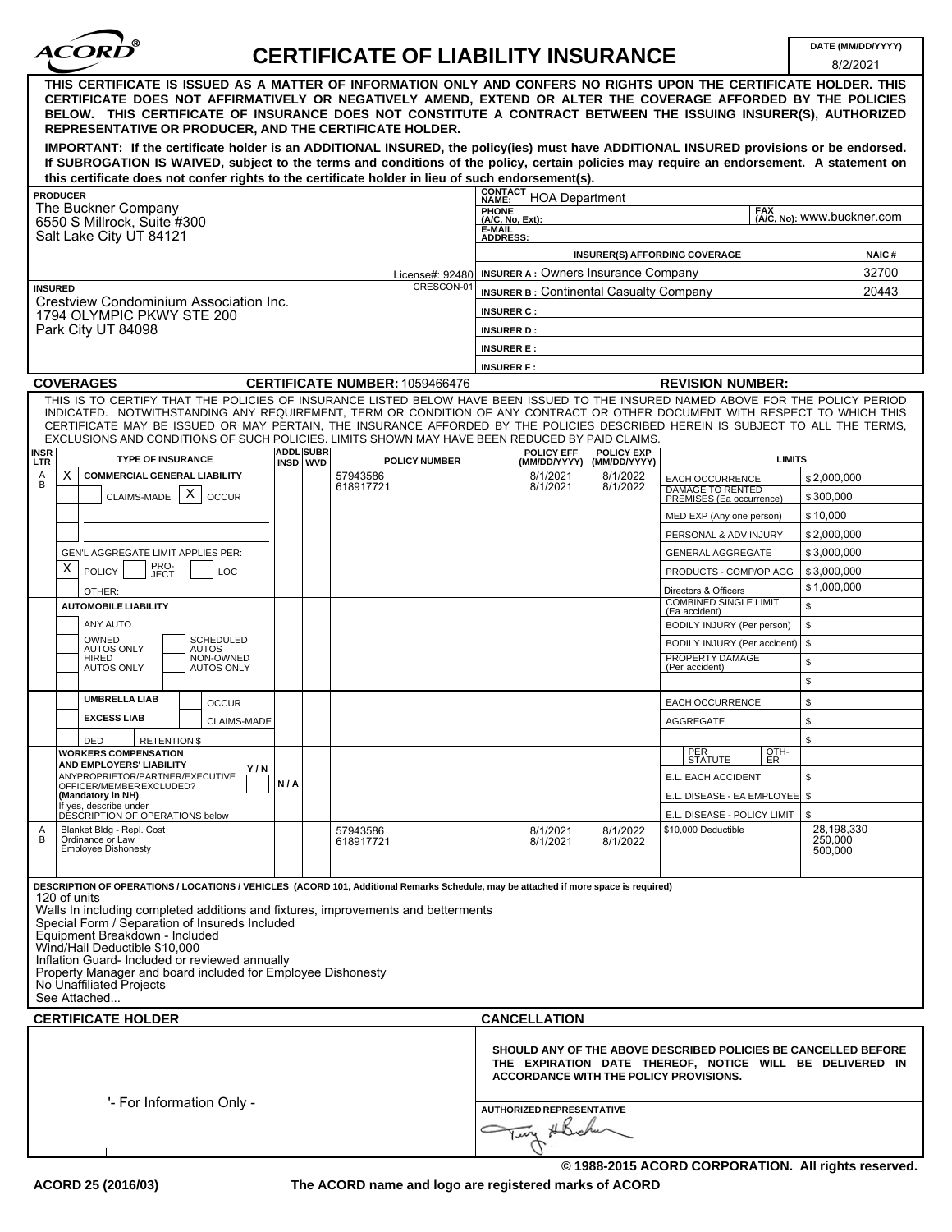# ACORD® CERTIFICATE OF LIABILITY INSURANCE

**DATE (MM/DD/YYYY):** 8/2/2021

**THIS CERTIFICATE IS ISSUED AS A MATTER OF INFORMATION ONLY AND CONFERS NO RIGHTS UPON THE CERTIFICATE HOLDER. THIS CERTIFICATE DOES NOT AFFIRMATIVELY OR NEGATIVELY AMEND, EXTEND OR ALTER THE COVERAGE AFFORDED BY THE POLICIES BELOW. THIS CERTIFICATE OF INSURANCE DOES NOT CONSTITUTE A CONTRACT BETWEEN THE ISSUING INSURER(S), AUTHORIZED REPRESENTATIVE OR PRODUCER, AND THE CERTIFICATE HOLDER.**

**IMPORTANT: If the certificate holder is an ADDITIONAL INSURED, the policy(ies) must have ADDITIONAL INSURED provisions or be endorsed. If SUBROGATION IS WAIVED, subject to the terms and conditions of the policy, certain policies may require an endorsement. A statement on this certificate does not confer rights to the certificate holder in lieu of such endorsement(s).**

**PRODUCER**
The Buckner Company
6550 S Millrock, Suite #300
Salt Lake City UT 84121
License#: 92480

**CONTACT NAME:** HOA Department
**PHONE (A/C, No, Ext):**
**FAX (A/C, No):** www.buckner.com
**E-MAIL ADDRESS:**

| INSURER(S) AFFORDING COVERAGE | NAIC # |
|---|---|
| INSURER A : Owners Insurance Company | 32700 |
| INSURER B : Continental Casualty Company | 20443 |
| INSURER C : | |
| INSURER D : | |
| INSURER E : | |
| INSURER F : | |

**INSURED** CRESCON-01
Crestview Condominium Association Inc.
1794 OLYMPIC PKWY STE 200
Park City UT 84098

## COVERAGES

**CERTIFICATE NUMBER:** 1059466476 **REVISION NUMBER:**

THIS IS TO CERTIFY THAT THE POLICIES OF INSURANCE LISTED BELOW HAVE BEEN ISSUED TO THE INSURED NAMED ABOVE FOR THE POLICY PERIOD INDICATED. NOTWITHSTANDING ANY REQUIREMENT, TERM OR CONDITION OF ANY CONTRACT OR OTHER DOCUMENT WITH RESPECT TO WHICH THIS CERTIFICATE MAY BE ISSUED OR MAY PERTAIN, THE INSURANCE AFFORDED BY THE POLICIES DESCRIBED HEREIN IS SUBJECT TO ALL THE TERMS, EXCLUSIONS AND CONDITIONS OF SUCH POLICIES. LIMITS SHOWN MAY HAVE BEEN REDUCED BY PAID CLAIMS.

| INSR LTR | TYPE OF INSURANCE | ADDL INSD | SUBR WVD | POLICY NUMBER | POLICY EFF (MM/DD/YYYY) | POLICY EXP (MM/DD/YYYY) | LIMITS | |
|---|---|---|---|---|---|---|---|---|
| A<br>B | X COMMERCIAL GENERAL LIABILITY | | | 57943586<br>618917721 | 8/1/2021<br>8/1/2021 | 8/1/2022<br>8/1/2022 | EACH OCCURRENCE | $ 2,000,000 |
| | CLAIMS-MADE [X] OCCUR | | | | | | DAMAGE TO RENTED PREMISES (Ea occurrence) | $ 300,000 |
| | | | | | | | MED EXP (Any one person) | $ 10,000 |
| | | | | | | | PERSONAL & ADV INJURY | $ 2,000,000 |
| | GEN'L AGGREGATE LIMIT APPLIES PER: | | | | | | GENERAL AGGREGATE | $ 3,000,000 |
| | [X] POLICY [ ] PRO-JECT [ ] LOC | | | | | | PRODUCTS - COMP/OP AGG | $ 3,000,000 |
| | OTHER: | | | | | | Directors & Officers | $ 1,000,000 |
| | AUTOMOBILE LIABILITY | | | | | | COMBINED SINGLE LIMIT (Ea accident) | $ |
| | ANY AUTO | | | | | | BODILY INJURY (Per person) | $ |
| | OWNED AUTOS ONLY / SCHEDULED AUTOS | | | | | | BODILY INJURY (Per accident) | $ |
| | HIRED AUTOS ONLY / NON-OWNED AUTOS ONLY | | | | | | PROPERTY DAMAGE (Per accident) | $ |
| | | | | | | | | $ |
| | UMBRELLA LIAB / OCCUR | | | | | | EACH OCCURRENCE | $ |
| | EXCESS LIAB / CLAIMS-MADE | | | | | | AGGREGATE | $ |
| | DED / RETENTION $ | | | | | | | $ |
| | WORKERS COMPENSATION AND EMPLOYERS' LIABILITY Y/N | | | | | | PER STATUTE / OTH-ER | |
| | ANYPROPRIETOR/PARTNER/EXECUTIVE OFFICER/MEMBER EXCLUDED? (Mandatory in NH) | N/A | | | | | E.L. EACH ACCIDENT | $ |
| | If yes, describe under DESCRIPTION OF OPERATIONS below | | | | | | E.L. DISEASE - EA EMPLOYEE | $ |
| | | | | | | | E.L. DISEASE - POLICY LIMIT | $ |
| A<br>B | Blanket Bldg - Repl. Cost<br>Ordinance or Law<br>Employee Dishonesty | | | 57943586<br>618917721 | 8/1/2021<br>8/1/2021 | 8/1/2022<br>8/1/2022 | $10,000 Deductible | 28,198,330<br>250,000<br>500,000 |

**DESCRIPTION OF OPERATIONS / LOCATIONS / VEHICLES (ACORD 101, Additional Remarks Schedule, may be attached if more space is required)**

120 of units
Walls In including completed additions and fixtures, improvements and betterments
Special Form / Separation of Insureds Included
Equipment Breakdown - Included
Wind/Hail Deductible $10,000
Inflation Guard- Included or reviewed annually
Property Manager and board included for Employee Dishonesty
No Unaffiliated Projects
See Attached...

## CERTIFICATE HOLDER

'- For Information Only -

## CANCELLATION

**SHOULD ANY OF THE ABOVE DESCRIBED POLICIES BE CANCELLED BEFORE THE EXPIRATION DATE THEREOF, NOTICE WILL BE DELIVERED IN ACCORDANCE WITH THE POLICY PROVISIONS.**

**AUTHORIZED REPRESENTATIVE**

© 1988-2015 ACORD CORPORATION. All rights reserved.

ACORD 25 (2016/03) The ACORD name and logo are registered marks of ACORD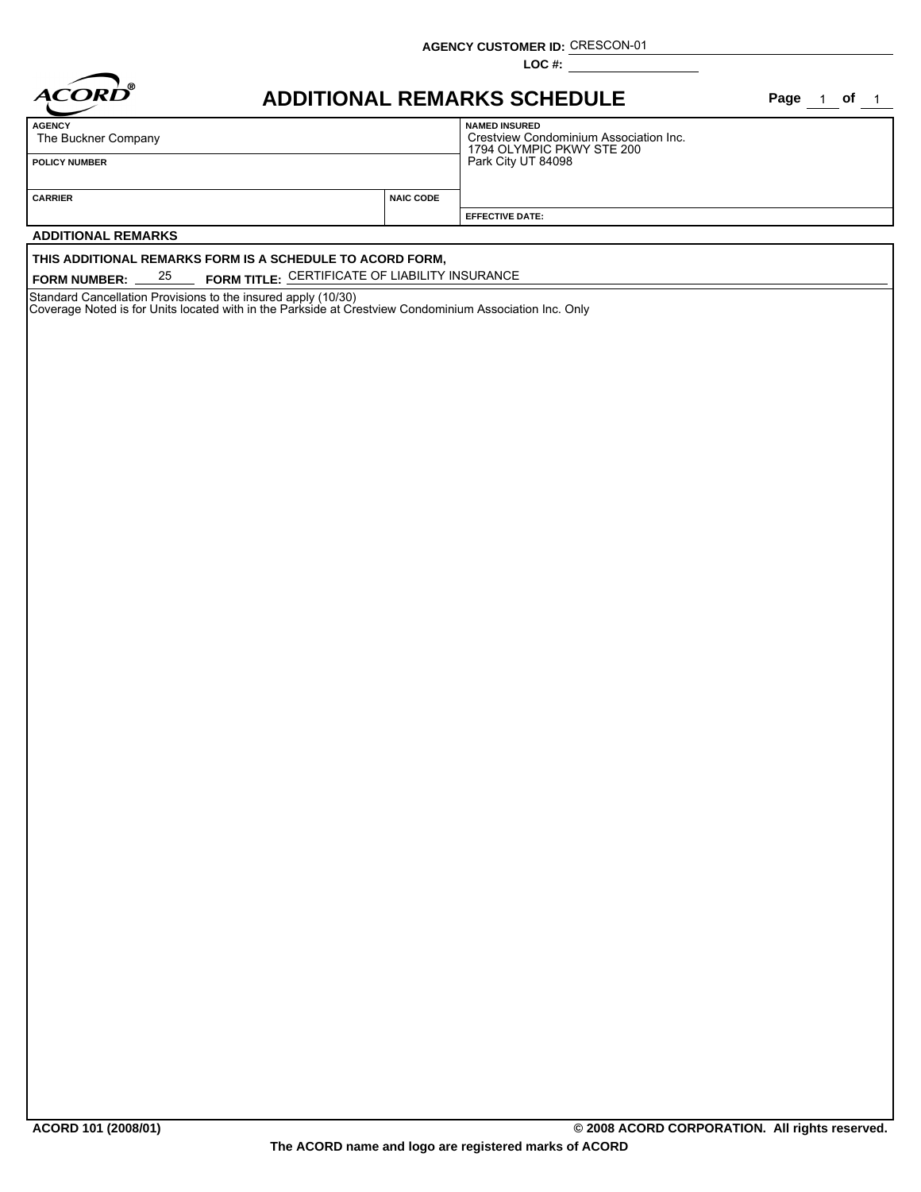AGENCY CUSTOMER ID: CRESCON-01

LOC #:

ACORD®

# ADDITIONAL REMARKS SCHEDULE

| AGENCY | | NAMED INSURED |
|---|---|---|
| The Buckner Company | | Crestview Condominium Association Inc.<br>1794 OLYMPIC PKWY STE 200<br>Park City UT 84098 |
| POLICY NUMBER | | |
| CARRIER | NAIC CODE | |
| | | EFFECTIVE DATE: |

## ADDITIONAL REMARKS

**THIS ADDITIONAL REMARKS FORM IS A SCHEDULE TO ACORD FORM,**

**FORM NUMBER:** 25 **FORM TITLE:** CERTIFICATE OF LIABILITY INSURANCE

Standard Cancellation Provisions to the insured apply (10/30)
Coverage Noted is for Units located with in the Parkside at Crestview Condominium Association Inc. Only

ACORD 101 (2008/01) © 2008 ACORD CORPORATION. All rights reserved.

The ACORD name and logo are registered marks of ACORD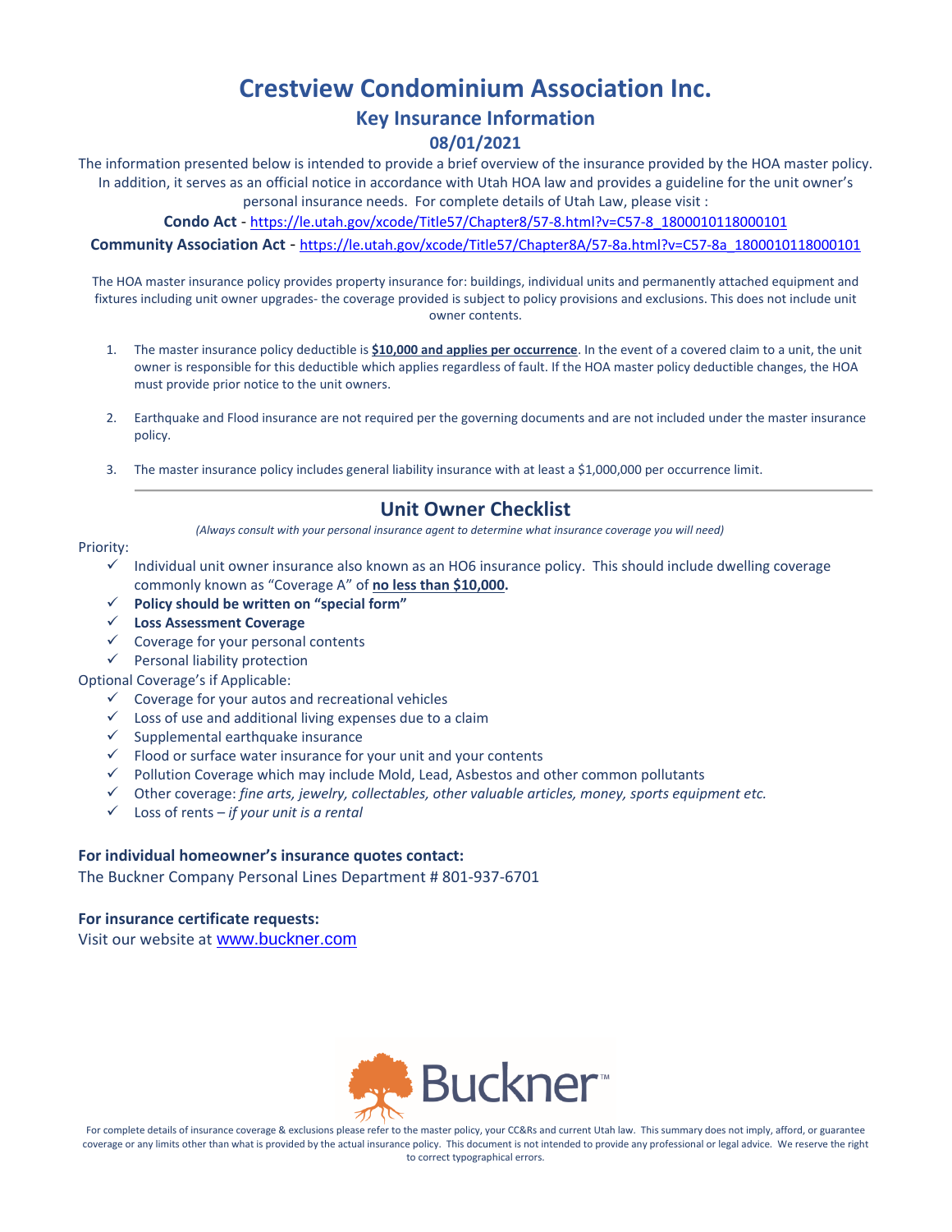# Crestview Condominium Association Inc.

## Key Insurance Information

## 08/01/2021

The information presented below is intended to provide a brief overview of the insurance provided by the HOA master policy. In addition, it serves as an official notice in accordance with Utah HOA law and provides a guideline for the unit owner's personal insurance needs. For complete details of Utah Law, please visit :

**Condo Act** - https://le.utah.gov/xcode/Title57/Chapter8/57-8.html?v=C57-8_1800010118000101

**Community Association Act -** https://le.utah.gov/xcode/Title57/Chapter8A/57-8a.html?v=C57-8a_1800010118000101

The HOA master insurance policy provides property insurance for: buildings, individual units and permanently attached equipment and fixtures including unit owner upgrades- the coverage provided is subject to policy provisions and exclusions. This does not include unit owner contents.

1. The master insurance policy deductible is **$10,000 and applies per occurrence**. In the event of a covered claim to a unit, the unit owner is responsible for this deductible which applies regardless of fault. If the HOA master policy deductible changes, the HOA must provide prior notice to the unit owners.
2. Earthquake and Flood insurance are not required per the governing documents and are not included under the master insurance policy.
3. The master insurance policy includes general liability insurance with at least a $1,000,000 per occurrence limit.

---

## Unit Owner Checklist

*(Always consult with your personal insurance agent to determine what insurance coverage you will need)*

Priority:

- ✓ Individual unit owner insurance also known as an HO6 insurance policy. This should include dwelling coverage commonly known as "Coverage A" of **no less than $10,000.**
- ✓ **Policy should be written on "special form"**
- ✓ **Loss Assessment Coverage**
- ✓ Coverage for your personal contents
- ✓ Personal liability protection

Optional Coverage's if Applicable:

- ✓ Coverage for your autos and recreational vehicles
- ✓ Loss of use and additional living expenses due to a claim
- ✓ Supplemental earthquake insurance
- ✓ Flood or surface water insurance for your unit and your contents
- ✓ Pollution Coverage which may include Mold, Lead, Asbestos and other common pollutants
- ✓ Other coverage: *fine arts, jewelry, collectables, other valuable articles, money, sports equipment etc.*
- ✓ Loss of rents – *if your unit is a rental*

**For individual homeowner's insurance quotes contact:**

The Buckner Company Personal Lines Department # 801-937-6701

**For insurance certificate requests:**

Visit our website at www.buckner.com

Buckner™

For complete details of insurance coverage & exclusions please refer to the master policy, your CC&Rs and current Utah law. This summary does not imply, afford, or guarantee coverage or any limits other than what is provided by the actual insurance policy. This document is not intended to provide any professional or legal advice. We reserve the right to correct typographical errors.